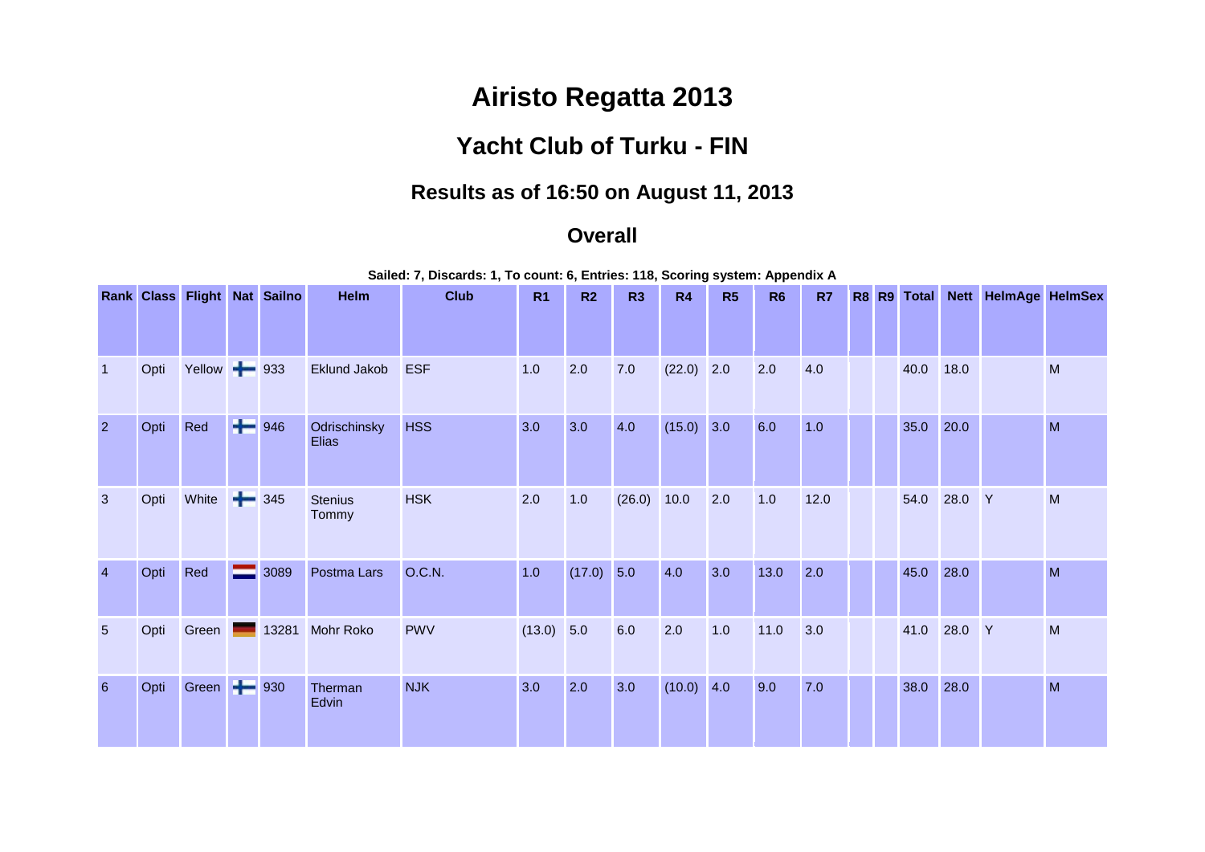# Airisto Regatta 2013

## Yacht Club of Turku - FIN

### Results as of 16:50 on August 11, 2013

### Overall

**Sailed: 7, Discards: 1, To count: 6, Entries: 118, Scoring system: Appendix A**

| Rank | Class | Flight | Nat | Sailno | Helm | Club | R1 | R2 | R3 | R4 | R5 | R6 | R7 | R8 | R9 | Total | Nett | HelmAge | HelmSex |
|---|---|---|---|---|---|---|---|---|---|---|---|---|---|---|---|---|---|---|---|
| 1 | Opti | Yellow | | 933 | Eklund Jakob | ESF | 1.0 | 2.0 | 7.0 | (22.0) | 2.0 | 2.0 | 4.0 | | | 40.0 | 18.0 | | M |
| 2 | Opti | Red | | 946 | Odrischinsky Elias | HSS | 3.0 | 3.0 | 4.0 | (15.0) | 3.0 | 6.0 | 1.0 | | | 35.0 | 20.0 | | M |
| 3 | Opti | White | | 345 | Stenius Tommy | HSK | 2.0 | 1.0 | (26.0) | 10.0 | 2.0 | 1.0 | 12.0 | | | 54.0 | 28.0 | Y | M |
| 4 | Opti | Red | | 3089 | Postma Lars | O.C.N. | 1.0 | (17.0) | 5.0 | 4.0 | 3.0 | 13.0 | 2.0 | | | 45.0 | 28.0 | | M |
| 5 | Opti | Green | | 13281 | Mohr Roko | PWV | (13.0) | 5.0 | 6.0 | 2.0 | 1.0 | 11.0 | 3.0 | | | 41.0 | 28.0 | Y | M |
| 6 | Opti | Green | | 930 | Therman Edvin | NJK | 3.0 | 2.0 | 3.0 | (10.0) | 4.0 | 9.0 | 7.0 | | | 38.0 | 28.0 | | M |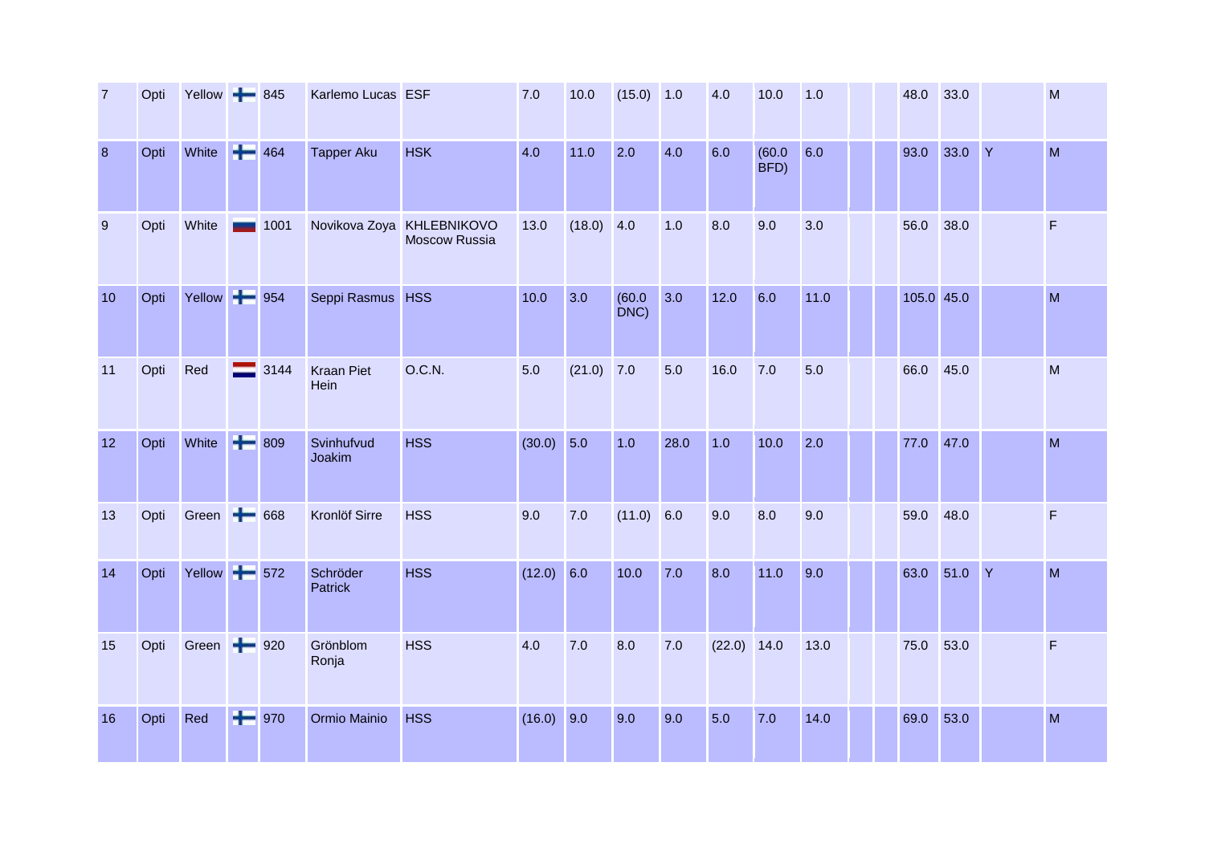| | | | | | | | | | | | | | | | | | | | |
|---|---|---|---|---|---|---|---|---|---|---|---|---|---|---|---|---|---|---|---|
| 7 | Opti | Yellow | | 845 | Karlemo Lucas | ESF | 7.0 | 10.0 | (15.0) | 1.0 | 4.0 | 10.0 | 1.0 | | | 48.0 | 33.0 | | M |
| 8 | Opti | White | | 464 | Tapper Aku | HSK | 4.0 | 11.0 | 2.0 | 4.0 | 6.0 | (60.0 BFD) | 6.0 | | | 93.0 | 33.0 | Y | M |
| 9 | Opti | White | | 1001 | Novikova Zoya | KHLEBNIKOVO Moscow Russia | 13.0 | (18.0) | 4.0 | 1.0 | 8.0 | 9.0 | 3.0 | | | 56.0 | 38.0 | | F |
| 10 | Opti | Yellow | | 954 | Seppi Rasmus | HSS | 10.0 | 3.0 | (60.0 DNC) | 3.0 | 12.0 | 6.0 | 11.0 | | | 105.0 | 45.0 | | M |
| 11 | Opti | Red | | 3144 | Kraan Piet Hein | O.C.N. | 5.0 | (21.0) | 7.0 | 5.0 | 16.0 | 7.0 | 5.0 | | | 66.0 | 45.0 | | M |
| 12 | Opti | White | | 809 | Svinhufvud Joakim | HSS | (30.0) | 5.0 | 1.0 | 28.0 | 1.0 | 10.0 | 2.0 | | | 77.0 | 47.0 | | M |
| 13 | Opti | Green | | 668 | Kronlöf Sirre | HSS | 9.0 | 7.0 | (11.0) | 6.0 | 9.0 | 8.0 | 9.0 | | | 59.0 | 48.0 | | F |
| 14 | Opti | Yellow | | 572 | Schröder Patrick | HSS | (12.0) | 6.0 | 10.0 | 7.0 | 8.0 | 11.0 | 9.0 | | | 63.0 | 51.0 | Y | M |
| 15 | Opti | Green | | 920 | Grönblom Ronja | HSS | 4.0 | 7.0 | 8.0 | 7.0 | (22.0) | 14.0 | 13.0 | | | 75.0 | 53.0 | | F |
| 16 | Opti | Red | | 970 | Ormio Mainio | HSS | (16.0) | 9.0 | 9.0 | 9.0 | 5.0 | 7.0 | 14.0 | | | 69.0 | 53.0 | | M |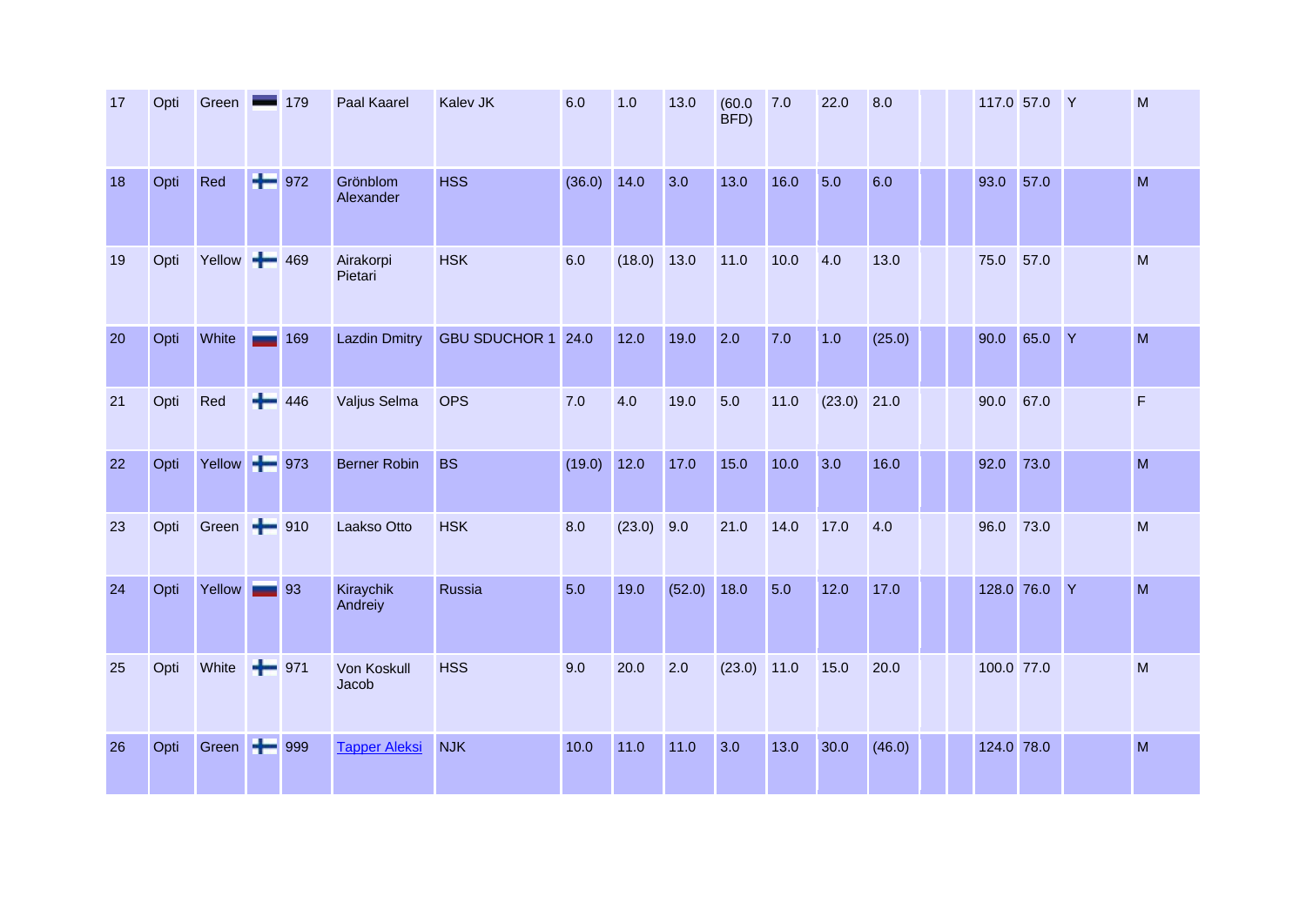| 17 | Opti | Green | | 179 | Paal Kaarel | Kalev JK | 6.0 | 1.0 | 13.0 | (60.0 BFD) | 7.0 | 22.0 | 8.0 | | | 117.0 | 57.0 | Y | M |
|---|---|---|---|---|---|---|---|---|---|---|---|---|---|---|---|---|---|---|---|
| 18 | Opti | Red | | 972 | Grönblom Alexander | HSS | (36.0) | 14.0 | 3.0 | 13.0 | 16.0 | 5.0 | 6.0 | | | 93.0 | 57.0 | | M |
| 19 | Opti | Yellow | | 469 | Airakorpi Pietari | HSK | 6.0 | (18.0) | 13.0 | 11.0 | 10.0 | 4.0 | 13.0 | | | 75.0 | 57.0 | | M |
| 20 | Opti | White | | 169 | Lazdin Dmitry | GBU SDUCHOR 1 | 24.0 | 12.0 | 19.0 | 2.0 | 7.0 | 1.0 | (25.0) | | | 90.0 | 65.0 | Y | M |
| 21 | Opti | Red | | 446 | Valjus Selma | OPS | 7.0 | 4.0 | 19.0 | 5.0 | 11.0 | (23.0) | 21.0 | | | 90.0 | 67.0 | | F |
| 22 | Opti | Yellow | | 973 | Berner Robin | BS | (19.0) | 12.0 | 17.0 | 15.0 | 10.0 | 3.0 | 16.0 | | | 92.0 | 73.0 | | M |
| 23 | Opti | Green | | 910 | Laakso Otto | HSK | 8.0 | (23.0) | 9.0 | 21.0 | 14.0 | 17.0 | 4.0 | | | 96.0 | 73.0 | | M |
| 24 | Opti | Yellow | | 93 | Kiraychik Andreiy | Russia | 5.0 | 19.0 | (52.0) | 18.0 | 5.0 | 12.0 | 17.0 | | | 128.0 | 76.0 | Y | M |
| 25 | Opti | White | | 971 | Von Koskull Jacob | HSS | 9.0 | 20.0 | 2.0 | (23.0) | 11.0 | 15.0 | 20.0 | | | 100.0 | 77.0 | | M |
| 26 | Opti | Green | | 999 | Tapper Aleksi | NJK | 10.0 | 11.0 | 11.0 | 3.0 | 13.0 | 30.0 | (46.0) | | | 124.0 | 78.0 | | M |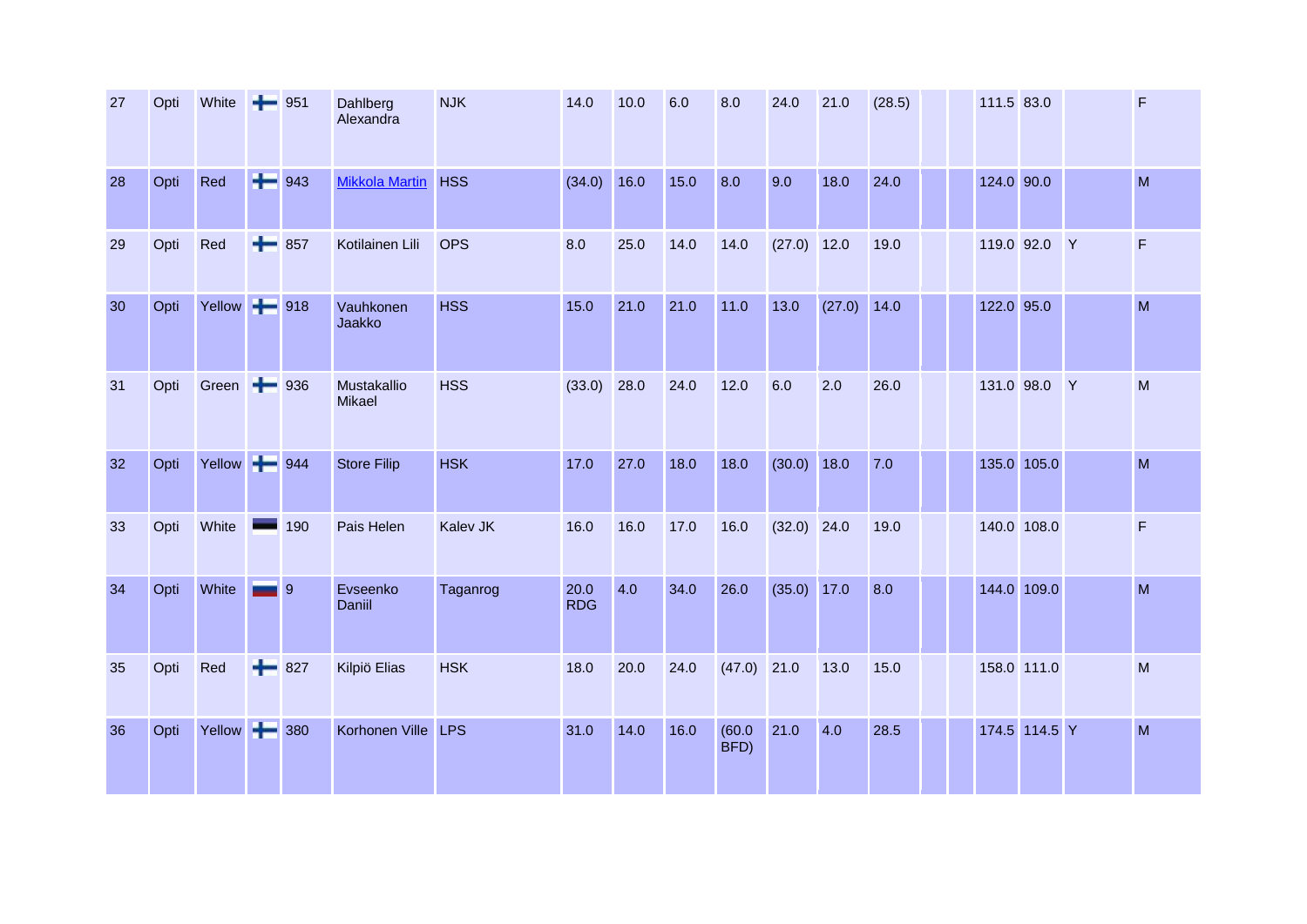| | | | | | | | | | | | | | | | | | | | |
|---|---|---|---|---|---|---|---|---|---|---|---|---|---|---|---|---|---|---|---|
| 27 | Opti | White | FIN | 951 | Dahlberg Alexandra | NJK | 14.0 | 10.0 | 6.0 | 8.0 | 24.0 | 21.0 | (28.5) | | | 111.5 | 83.0 | | F |
| 28 | Opti | Red | FIN | 943 | Mikkola Martin | HSS | (34.0) | 16.0 | 15.0 | 8.0 | 9.0 | 18.0 | 24.0 | | | 124.0 | 90.0 | | M |
| 29 | Opti | Red | FIN | 857 | Kotilainen Lili | OPS | 8.0 | 25.0 | 14.0 | 14.0 | (27.0) | 12.0 | 19.0 | | | 119.0 | 92.0 | Y | F |
| 30 | Opti | Yellow | FIN | 918 | Vauhkonen Jaakko | HSS | 15.0 | 21.0 | 21.0 | 11.0 | 13.0 | (27.0) | 14.0 | | | 122.0 | 95.0 | | M |
| 31 | Opti | Green | FIN | 936 | Mustakallio Mikael | HSS | (33.0) | 28.0 | 24.0 | 12.0 | 6.0 | 2.0 | 26.0 | | | 131.0 | 98.0 | Y | M |
| 32 | Opti | Yellow | FIN | 944 | Store Filip | HSK | 17.0 | 27.0 | 18.0 | 18.0 | (30.0) | 18.0 | 7.0 | | | 135.0 | 105.0 | | M |
| 33 | Opti | White | EST | 190 | Pais Helen | Kalev JK | 16.0 | 16.0 | 17.0 | 16.0 | (32.0) | 24.0 | 19.0 | | | 140.0 | 108.0 | | F |
| 34 | Opti | White | RUS | 9 | Evseenko Daniil | Taganrog | 20.0 RDG | 4.0 | 34.0 | 26.0 | (35.0) | 17.0 | 8.0 | | | 144.0 | 109.0 | | M |
| 35 | Opti | Red | FIN | 827 | Kilpiö Elias | HSK | 18.0 | 20.0 | 24.0 | (47.0) | 21.0 | 13.0 | 15.0 | | | 158.0 | 111.0 | | M |
| 36 | Opti | Yellow | FIN | 380 | Korhonen Ville | LPS | 31.0 | 14.0 | 16.0 | (60.0 BFD) | 21.0 | 4.0 | 28.5 | | | 174.5 | 114.5 | Y | M |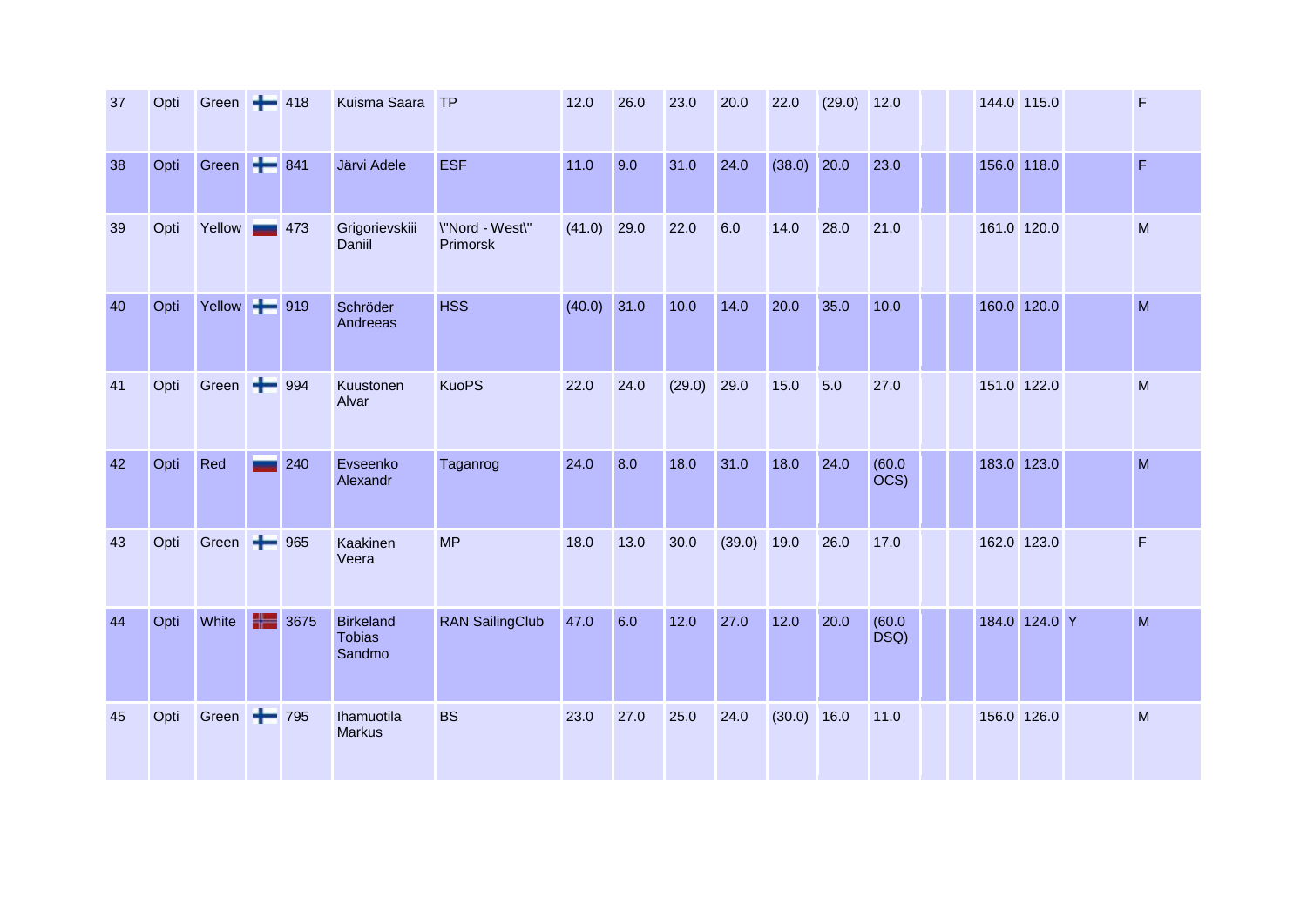| | | | | | | | | | | | | | | | | | | | |
|---|---|---|---|---|---|---|---|---|---|---|---|---|---|---|---|---|---|---|---|
| 37 | Opti | Green | | 418 | Kuisma Saara | TP | 12.0 | 26.0 | 23.0 | 20.0 | 22.0 | (29.0) | 12.0 | | | 144.0 | 115.0 | | F |
| 38 | Opti | Green | | 841 | Järvi Adele | ESF | 11.0 | 9.0 | 31.0 | 24.0 | (38.0) | 20.0 | 23.0 | | | 156.0 | 118.0 | | F |
| 39 | Opti | Yellow | | 473 | Grigorievskiii Daniil | \"Nord - West\" Primorsk | (41.0) | 29.0 | 22.0 | 6.0 | 14.0 | 28.0 | 21.0 | | | 161.0 | 120.0 | | M |
| 40 | Opti | Yellow | | 919 | Schröder Andreeas | HSS | (40.0) | 31.0 | 10.0 | 14.0 | 20.0 | 35.0 | 10.0 | | | 160.0 | 120.0 | | M |
| 41 | Opti | Green | | 994 | Kuustonen Alvar | KuoPS | 22.0 | 24.0 | (29.0) | 29.0 | 15.0 | 5.0 | 27.0 | | | 151.0 | 122.0 | | M |
| 42 | Opti | Red | | 240 | Evseenko Alexandr | Taganrog | 24.0 | 8.0 | 18.0 | 31.0 | 18.0 | 24.0 | (60.0 OCS) | | | 183.0 | 123.0 | | M |
| 43 | Opti | Green | | 965 | Kaakinen Veera | MP | 18.0 | 13.0 | 30.0 | (39.0) | 19.0 | 26.0 | 17.0 | | | 162.0 | 123.0 | | F |
| 44 | Opti | White | | 3675 | Birkeland Tobias Sandmo | RAN SailingClub | 47.0 | 6.0 | 12.0 | 27.0 | 12.0 | 20.0 | (60.0 DSQ) | | | 184.0 | 124.0 | Y | M |
| 45 | Opti | Green | | 795 | Ihamuotila Markus | BS | 23.0 | 27.0 | 25.0 | 24.0 | (30.0) | 16.0 | 11.0 | | | 156.0 | 126.0 | | M |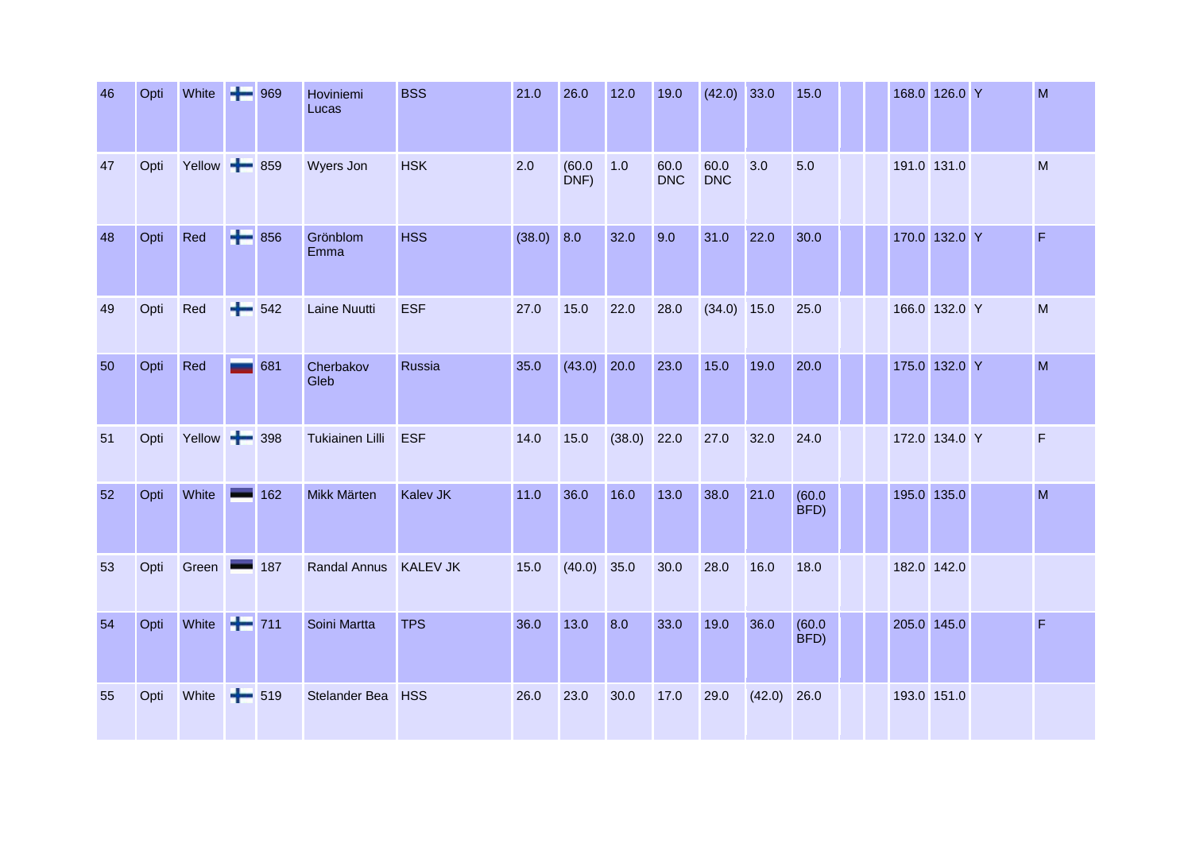| 46 | Opti | White | | 969 | Hoviniemi Lucas | BSS | 21.0 | 26.0 | 12.0 | 19.0 | (42.0) | 33.0 | 15.0 | | | 168.0 | 126.0 | Y | M |
|---|---|---|---|---|---|---|---|---|---|---|---|---|---|---|---|---|---|---|---|
| 47 | Opti | Yellow | | 859 | Wyers Jon | HSK | 2.0 | (60.0 DNF) | 1.0 | 60.0 DNC | 60.0 DNC | 3.0 | 5.0 | | | 191.0 | 131.0 | | M |
| 48 | Opti | Red | | 856 | Grönblom Emma | HSS | (38.0) | 8.0 | 32.0 | 9.0 | 31.0 | 22.0 | 30.0 | | | 170.0 | 132.0 | Y | F |
| 49 | Opti | Red | | 542 | Laine Nuutti | ESF | 27.0 | 15.0 | 22.0 | 28.0 | (34.0) | 15.0 | 25.0 | | | 166.0 | 132.0 | Y | M |
| 50 | Opti | Red | | 681 | Cherbakov Gleb | Russia | 35.0 | (43.0) | 20.0 | 23.0 | 15.0 | 19.0 | 20.0 | | | 175.0 | 132.0 | Y | M |
| 51 | Opti | Yellow | | 398 | Tukiainen Lilli | ESF | 14.0 | 15.0 | (38.0) | 22.0 | 27.0 | 32.0 | 24.0 | | | 172.0 | 134.0 | Y | F |
| 52 | Opti | White | | 162 | Mikk Märten | Kalev JK | 11.0 | 36.0 | 16.0 | 13.0 | 38.0 | 21.0 | (60.0 BFD) | | | 195.0 | 135.0 | | M |
| 53 | Opti | Green | | 187 | Randal Annus | KALEV JK | 15.0 | (40.0) | 35.0 | 30.0 | 28.0 | 16.0 | 18.0 | | | 182.0 | 142.0 | | |
| 54 | Opti | White | | 711 | Soini Martta | TPS | 36.0 | 13.0 | 8.0 | 33.0 | 19.0 | 36.0 | (60.0 BFD) | | | 205.0 | 145.0 | | F |
| 55 | Opti | White | | 519 | Stelander Bea | HSS | 26.0 | 23.0 | 30.0 | 17.0 | 29.0 | (42.0) | 26.0 | | | 193.0 | 151.0 | | |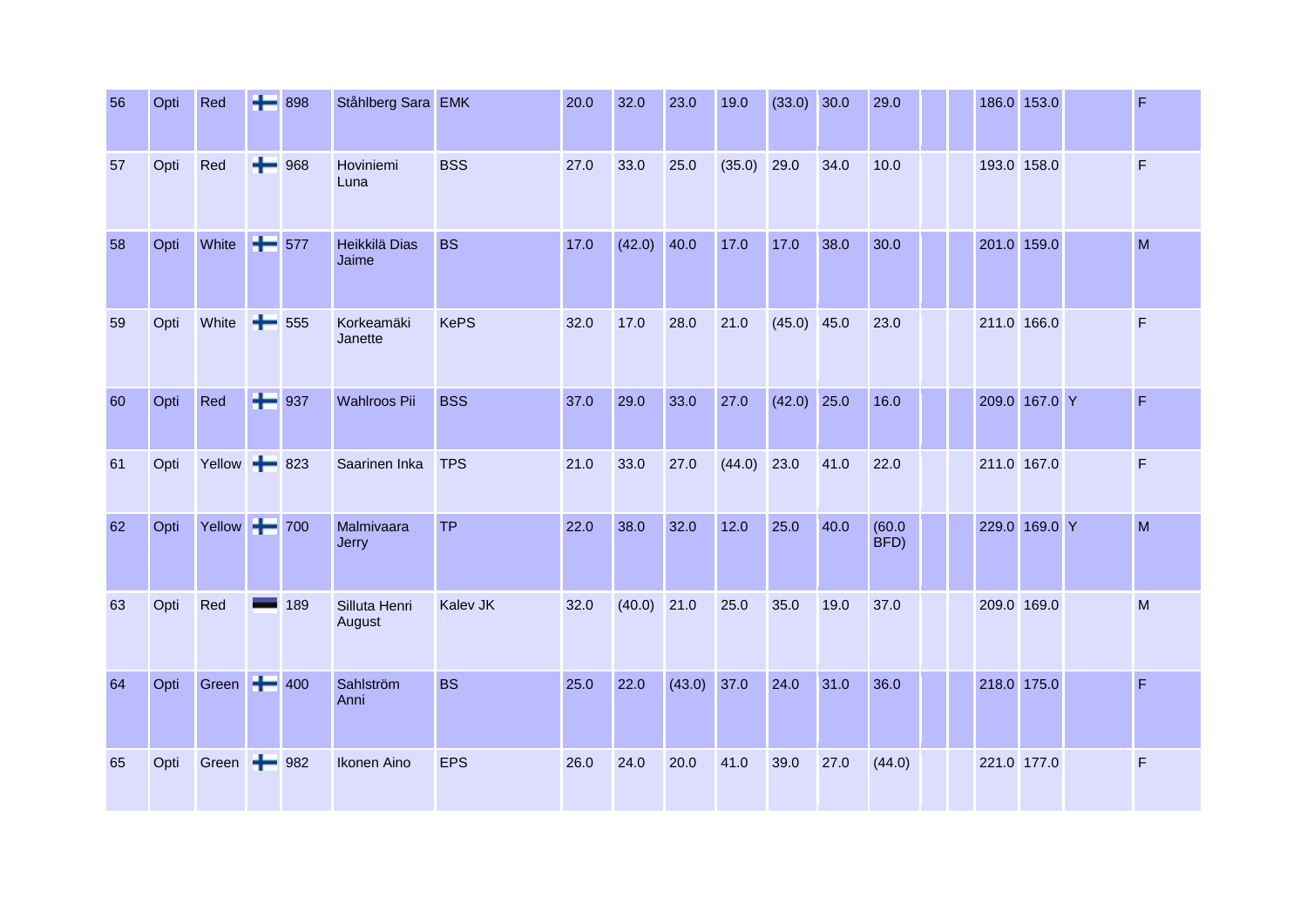| | | | | | | | | | | | | | | | | | | | |
|---|---|---|---|---|---|---|---|---|---|---|---|---|---|---|---|---|---|---|---|
| 56 | Opti | Red | FIN | 898 | Ståhlberg Sara | EMK | 20.0 | 32.0 | 23.0 | 19.0 | (33.0) | 30.0 | 29.0 | | | 186.0 | 153.0 | | F |
| 57 | Opti | Red | FIN | 968 | Hoviniemi Luna | BSS | 27.0 | 33.0 | 25.0 | (35.0) | 29.0 | 34.0 | 10.0 | | | 193.0 | 158.0 | | F |
| 58 | Opti | White | FIN | 577 | Heikkilä Dias Jaime | BS | 17.0 | (42.0) | 40.0 | 17.0 | 17.0 | 38.0 | 30.0 | | | 201.0 | 159.0 | | M |
| 59 | Opti | White | FIN | 555 | Korkeamäki Janette | KePS | 32.0 | 17.0 | 28.0 | 21.0 | (45.0) | 45.0 | 23.0 | | | 211.0 | 166.0 | | F |
| 60 | Opti | Red | FIN | 937 | Wahlroos Pii | BSS | 37.0 | 29.0 | 33.0 | 27.0 | (42.0) | 25.0 | 16.0 | | | 209.0 | 167.0 | Y | F |
| 61 | Opti | Yellow | FIN | 823 | Saarinen Inka | TPS | 21.0 | 33.0 | 27.0 | (44.0) | 23.0 | 41.0 | 22.0 | | | 211.0 | 167.0 | | F |
| 62 | Opti | Yellow | FIN | 700 | Malmivaara Jerry | TP | 22.0 | 38.0 | 32.0 | 12.0 | 25.0 | 40.0 | (60.0 BFD) | | | 229.0 | 169.0 | Y | M |
| 63 | Opti | Red | EST | 189 | Silluta Henri August | Kalev JK | 32.0 | (40.0) | 21.0 | 25.0 | 35.0 | 19.0 | 37.0 | | | 209.0 | 169.0 | | M |
| 64 | Opti | Green | FIN | 400 | Sahlström Anni | BS | 25.0 | 22.0 | (43.0) | 37.0 | 24.0 | 31.0 | 36.0 | | | 218.0 | 175.0 | | F |
| 65 | Opti | Green | FIN | 982 | Ikonen Aino | EPS | 26.0 | 24.0 | 20.0 | 41.0 | 39.0 | 27.0 | (44.0) | | | 221.0 | 177.0 | | F |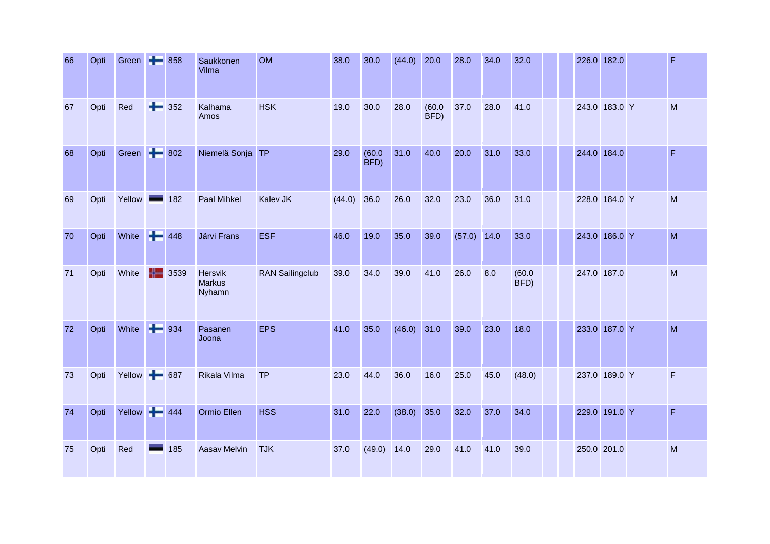| 66 | Opti | Green | | 858 | Saukkonen Vilma | OM | 38.0 | 30.0 | (44.0) | 20.0 | 28.0 | 34.0 | 32.0 | | | 226.0 | 182.0 | | F |
|---|---|---|---|---|---|---|---|---|---|---|---|---|---|---|---|---|---|---|---|
| 67 | Opti | Red | | 352 | Kalhama Amos | HSK | 19.0 | 30.0 | 28.0 | (60.0 BFD) | 37.0 | 28.0 | 41.0 | | | 243.0 | 183.0 | Y | M |
| 68 | Opti | Green | | 802 | Niemelä Sonja | TP | 29.0 | (60.0 BFD) | 31.0 | 40.0 | 20.0 | 31.0 | 33.0 | | | 244.0 | 184.0 | | F |
| 69 | Opti | Yellow | | 182 | Paal Mihkel | Kalev JK | (44.0) | 36.0 | 26.0 | 32.0 | 23.0 | 36.0 | 31.0 | | | 228.0 | 184.0 | Y | M |
| 70 | Opti | White | | 448 | Järvi Frans | ESF | 46.0 | 19.0 | 35.0 | 39.0 | (57.0) | 14.0 | 33.0 | | | 243.0 | 186.0 | Y | M |
| 71 | Opti | White | | 3539 | Hersvik Markus Nyhamn | RAN Sailingclub | 39.0 | 34.0 | 39.0 | 41.0 | 26.0 | 8.0 | (60.0 BFD) | | | 247.0 | 187.0 | | M |
| 72 | Opti | White | | 934 | Pasanen Joona | EPS | 41.0 | 35.0 | (46.0) | 31.0 | 39.0 | 23.0 | 18.0 | | | 233.0 | 187.0 | Y | M |
| 73 | Opti | Yellow | | 687 | Rikala Vilma | TP | 23.0 | 44.0 | 36.0 | 16.0 | 25.0 | 45.0 | (48.0) | | | 237.0 | 189.0 | Y | F |
| 74 | Opti | Yellow | | 444 | Ormio Ellen | HSS | 31.0 | 22.0 | (38.0) | 35.0 | 32.0 | 37.0 | 34.0 | | | 229.0 | 191.0 | Y | F |
| 75 | Opti | Red | | 185 | Aasav Melvin | TJK | 37.0 | (49.0) | 14.0 | 29.0 | 41.0 | 41.0 | 39.0 | | | 250.0 | 201.0 | | M |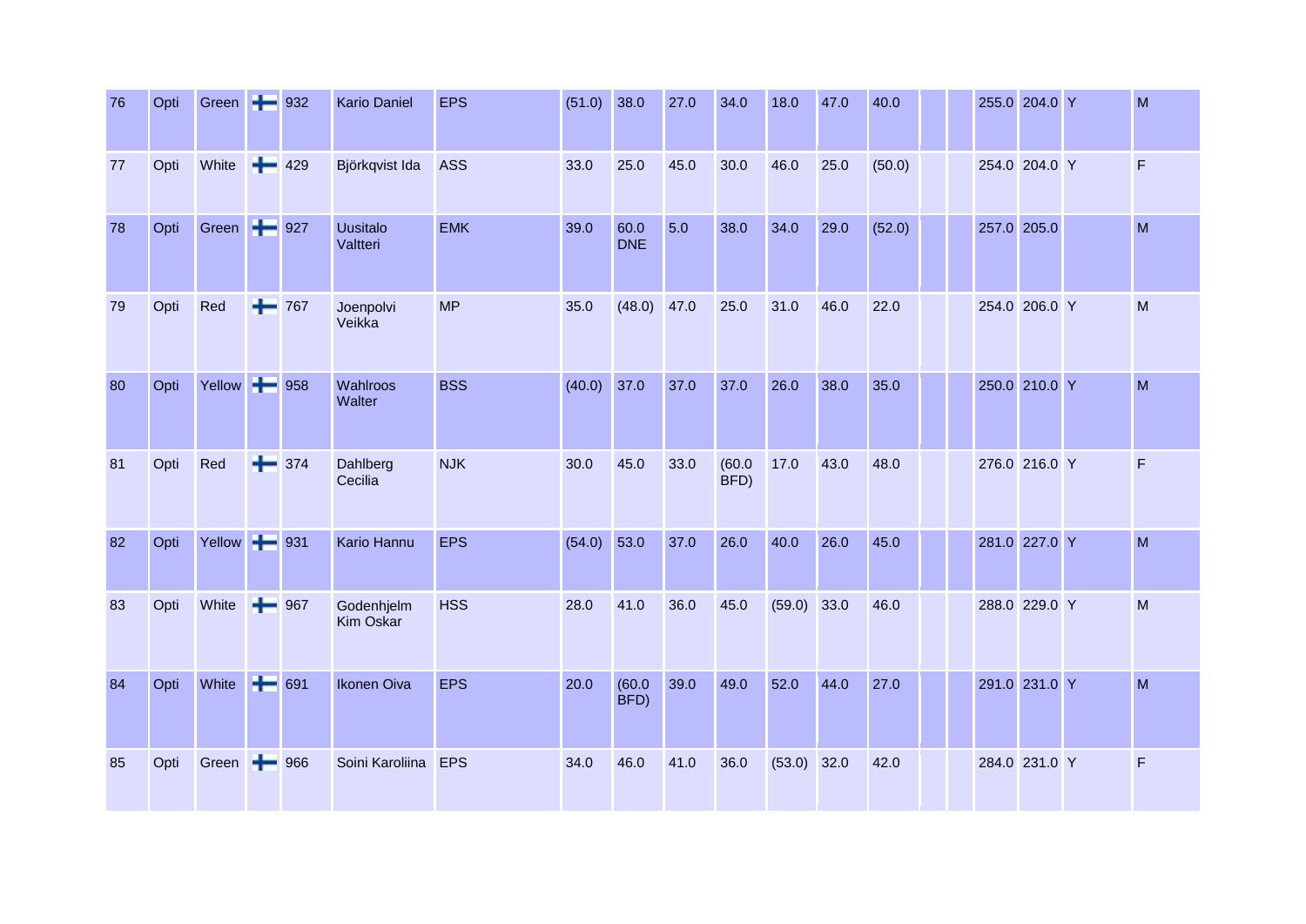| | | | | | | | | | | | | | | | | | | | | |
|---|---|---|---|---|---|---|---|---|---|---|---|---|---|---|---|---|---|---|---|---|
| 76 | Opti | Green | | 932 | Kario Daniel | EPS | (51.0) | 38.0 | 27.0 | 34.0 | 18.0 | 47.0 | 40.0 | | | 255.0 | 204.0 | Y | | M |
| 77 | Opti | White | | 429 | Björkqvist Ida | ASS | 33.0 | 25.0 | 45.0 | 30.0 | 46.0 | 25.0 | (50.0) | | | 254.0 | 204.0 | Y | | F |
| 78 | Opti | Green | | 927 | Uusitalo Valtteri | EMK | 39.0 | 60.0 DNE | 5.0 | 38.0 | 34.0 | 29.0 | (52.0) | | | 257.0 | 205.0 | | | M |
| 79 | Opti | Red | | 767 | Joenpolvi Veikka | MP | 35.0 | (48.0) | 47.0 | 25.0 | 31.0 | 46.0 | 22.0 | | | 254.0 | 206.0 | Y | | M |
| 80 | Opti | Yellow | | 958 | Wahlroos Walter | BSS | (40.0) | 37.0 | 37.0 | 37.0 | 26.0 | 38.0 | 35.0 | | | 250.0 | 210.0 | Y | | M |
| 81 | Opti | Red | | 374 | Dahlberg Cecilia | NJK | 30.0 | 45.0 | 33.0 | (60.0 BFD) | 17.0 | 43.0 | 48.0 | | | 276.0 | 216.0 | Y | | F |
| 82 | Opti | Yellow | | 931 | Kario Hannu | EPS | (54.0) | 53.0 | 37.0 | 26.0 | 40.0 | 26.0 | 45.0 | | | 281.0 | 227.0 | Y | | M |
| 83 | Opti | White | | 967 | Godenhjelm Kim Oskar | HSS | 28.0 | 41.0 | 36.0 | 45.0 | (59.0) | 33.0 | 46.0 | | | 288.0 | 229.0 | Y | | M |
| 84 | Opti | White | | 691 | Ikonen Oiva | EPS | 20.0 | (60.0 BFD) | 39.0 | 49.0 | 52.0 | 44.0 | 27.0 | | | 291.0 | 231.0 | Y | | M |
| 85 | Opti | Green | | 966 | Soini Karoliina | EPS | 34.0 | 46.0 | 41.0 | 36.0 | (53.0) | 32.0 | 42.0 | | | 284.0 | 231.0 | Y | | F |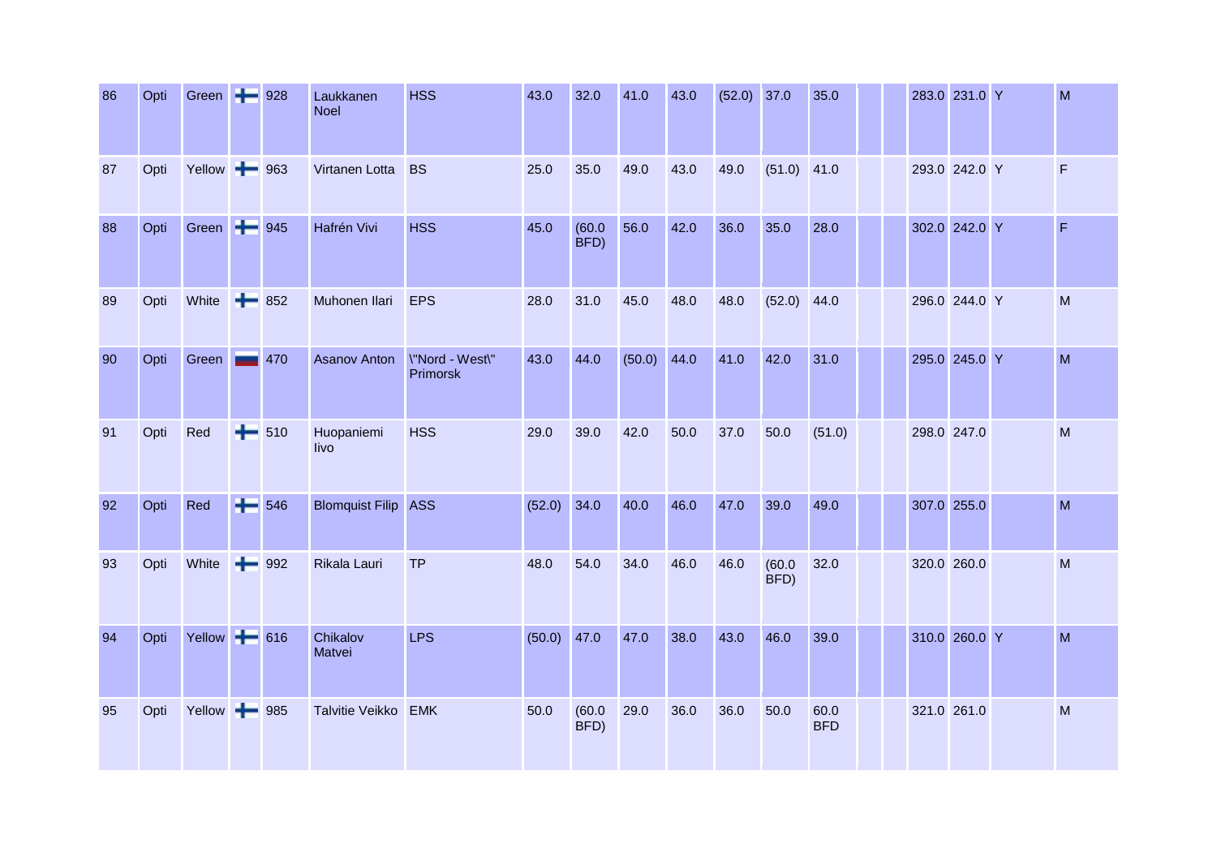| | | | | | | | | | | | | | | | | | | | |
|---|---|---|---|---|---|---|---|---|---|---|---|---|---|---|---|---|---|---|---|
| 86 | Opti | Green | | 928 | Laukkanen Noel | HSS | 43.0 | 32.0 | 41.0 | 43.0 | (52.0) | 37.0 | 35.0 | | | 283.0 | 231.0 | Y | M |
| 87 | Opti | Yellow | | 963 | Virtanen Lotta | BS | 25.0 | 35.0 | 49.0 | 43.0 | 49.0 | (51.0) | 41.0 | | | 293.0 | 242.0 | Y | F |
| 88 | Opti | Green | | 945 | Hafrén Vivi | HSS | 45.0 | (60.0 BFD) | 56.0 | 42.0 | 36.0 | 35.0 | 28.0 | | | 302.0 | 242.0 | Y | F |
| 89 | Opti | White | | 852 | Muhonen Ilari | EPS | 28.0 | 31.0 | 45.0 | 48.0 | 48.0 | (52.0) | 44.0 | | | 296.0 | 244.0 | Y | M |
| 90 | Opti | Green | | 470 | Asanov Anton | \"Nord - West\" Primorsk | 43.0 | 44.0 | (50.0) | 44.0 | 41.0 | 42.0 | 31.0 | | | 295.0 | 245.0 | Y | M |
| 91 | Opti | Red | | 510 | Huopaniemi Iivo | HSS | 29.0 | 39.0 | 42.0 | 50.0 | 37.0 | 50.0 | (51.0) | | | 298.0 | 247.0 | | M |
| 92 | Opti | Red | | 546 | Blomquist Filip | ASS | (52.0) | 34.0 | 40.0 | 46.0 | 47.0 | 39.0 | 49.0 | | | 307.0 | 255.0 | | M |
| 93 | Opti | White | | 992 | Rikala Lauri | TP | 48.0 | 54.0 | 34.0 | 46.0 | 46.0 | (60.0 BFD) | 32.0 | | | 320.0 | 260.0 | | M |
| 94 | Opti | Yellow | | 616 | Chikalov Matvei | LPS | (50.0) | 47.0 | 47.0 | 38.0 | 43.0 | 46.0 | 39.0 | | | 310.0 | 260.0 | Y | M |
| 95 | Opti | Yellow | | 985 | Talvitie Veikko | EMK | 50.0 | (60.0 BFD) | 29.0 | 36.0 | 36.0 | 50.0 | 60.0 BFD | | | 321.0 | 261.0 | | M |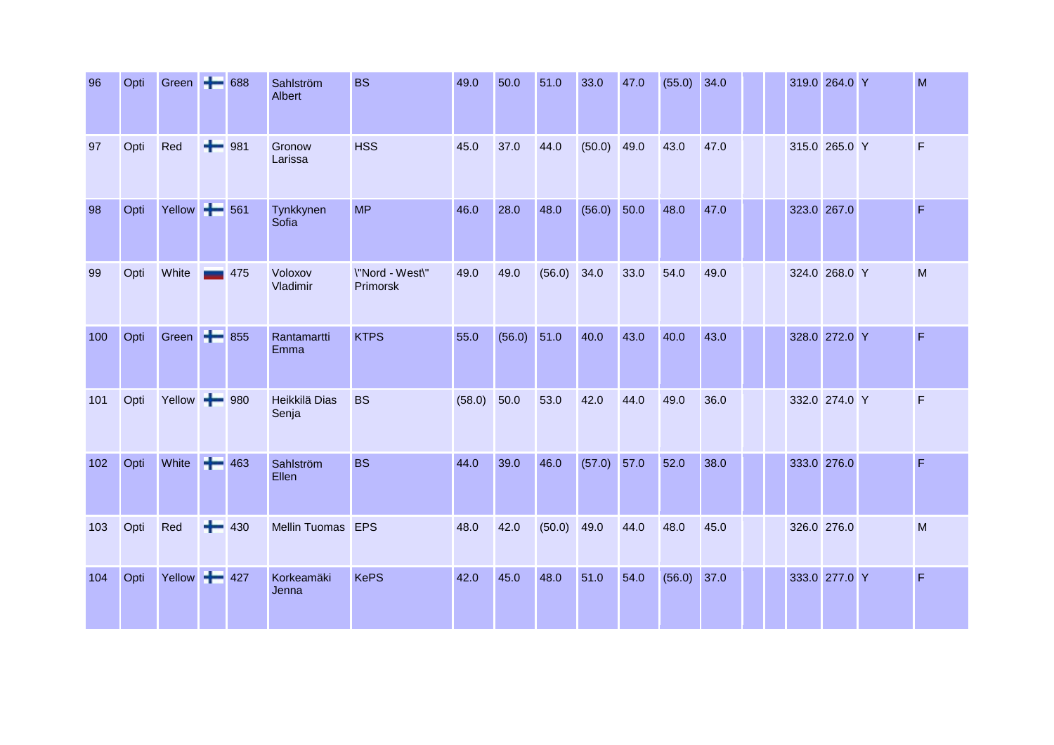| 96 | Opti | Green | | 688 | Sahlström Albert | BS | 49.0 | 50.0 | 51.0 | 33.0 | 47.0 | (55.0) | 34.0 | | | 319.0 | 264.0 | Y | M |
|---|---|---|---|---|---|---|---|---|---|---|---|---|---|---|---|---|---|---|---|
| 97 | Opti | Red | | 981 | Gronow Larissa | HSS | 45.0 | 37.0 | 44.0 | (50.0) | 49.0 | 43.0 | 47.0 | | | 315.0 | 265.0 | Y | F |
| 98 | Opti | Yellow | | 561 | Tynkkynen Sofia | MP | 46.0 | 28.0 | 48.0 | (56.0) | 50.0 | 48.0 | 47.0 | | | 323.0 | 267.0 | | F |
| 99 | Opti | White | | 475 | Voloxov Vladimir | \"Nord - West\" Primorsk | 49.0 | 49.0 | (56.0) | 34.0 | 33.0 | 54.0 | 49.0 | | | 324.0 | 268.0 | Y | M |
| 100 | Opti | Green | | 855 | Rantamartti Emma | KTPS | 55.0 | (56.0) | 51.0 | 40.0 | 43.0 | 40.0 | 43.0 | | | 328.0 | 272.0 | Y | F |
| 101 | Opti | Yellow | | 980 | Heikkilä Dias Senja | BS | (58.0) | 50.0 | 53.0 | 42.0 | 44.0 | 49.0 | 36.0 | | | 332.0 | 274.0 | Y | F |
| 102 | Opti | White | | 463 | Sahlström Ellen | BS | 44.0 | 39.0 | 46.0 | (57.0) | 57.0 | 52.0 | 38.0 | | | 333.0 | 276.0 | | F |
| 103 | Opti | Red | | 430 | Mellin Tuomas | EPS | 48.0 | 42.0 | (50.0) | 49.0 | 44.0 | 48.0 | 45.0 | | | 326.0 | 276.0 | | M |
| 104 | Opti | Yellow | | 427 | Korkeamäki Jenna | KePS | 42.0 | 45.0 | 48.0 | 51.0 | 54.0 | (56.0) | 37.0 | | | 333.0 | 277.0 | Y | F |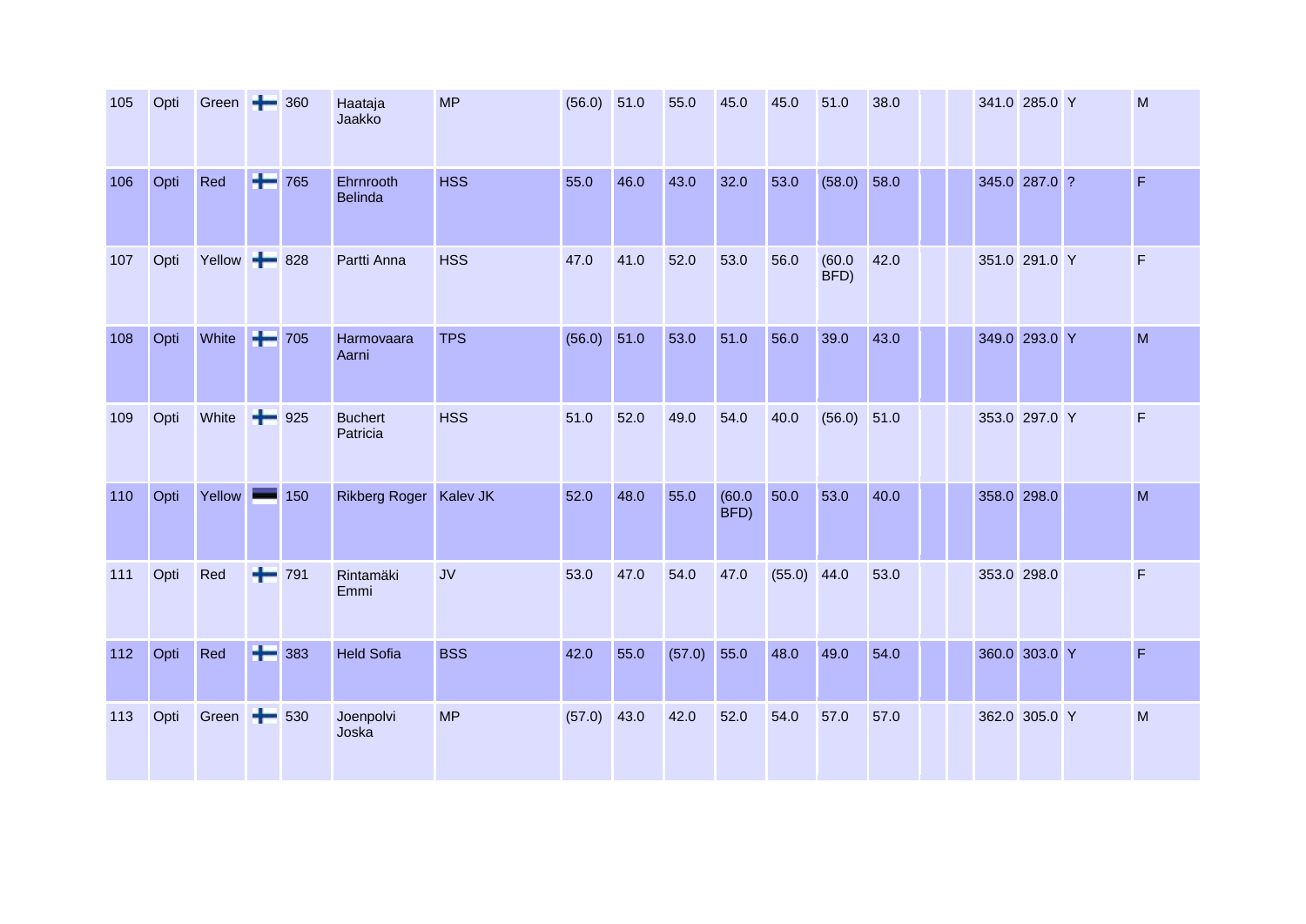| | | | | | | | | | | | | | | | | | | | |
|---|---|---|---|---|---|---|---|---|---|---|---|---|---|---|---|---|---|---|---|
| 105 | Opti | Green | | 360 | Haataja Jaakko | MP | (56.0) | 51.0 | 55.0 | 45.0 | 45.0 | 51.0 | 38.0 | | | 341.0 | 285.0 | Y | M |
| 106 | Opti | Red | | 765 | Ehrnrooth Belinda | HSS | 55.0 | 46.0 | 43.0 | 32.0 | 53.0 | (58.0) | 58.0 | | | 345.0 | 287.0 | ? | F |
| 107 | Opti | Yellow | | 828 | Partti Anna | HSS | 47.0 | 41.0 | 52.0 | 53.0 | 56.0 | (60.0 BFD) | 42.0 | | | 351.0 | 291.0 | Y | F |
| 108 | Opti | White | | 705 | Harmovaara Aarni | TPS | (56.0) | 51.0 | 53.0 | 51.0 | 56.0 | 39.0 | 43.0 | | | 349.0 | 293.0 | Y | M |
| 109 | Opti | White | | 925 | Buchert Patricia | HSS | 51.0 | 52.0 | 49.0 | 54.0 | 40.0 | (56.0) | 51.0 | | | 353.0 | 297.0 | Y | F |
| 110 | Opti | Yellow | | 150 | Rikberg Roger | Kalev JK | 52.0 | 48.0 | 55.0 | (60.0 BFD) | 50.0 | 53.0 | 40.0 | | | 358.0 | 298.0 | | M |
| 111 | Opti | Red | | 791 | Rintamäki Emmi | JV | 53.0 | 47.0 | 54.0 | 47.0 | (55.0) | 44.0 | 53.0 | | | 353.0 | 298.0 | | F |
| 112 | Opti | Red | | 383 | Held Sofia | BSS | 42.0 | 55.0 | (57.0) | 55.0 | 48.0 | 49.0 | 54.0 | | | 360.0 | 303.0 | Y | F |
| 113 | Opti | Green | | 530 | Joenpolvi Joska | MP | (57.0) | 43.0 | 42.0 | 52.0 | 54.0 | 57.0 | 57.0 | | | 362.0 | 305.0 | Y | M |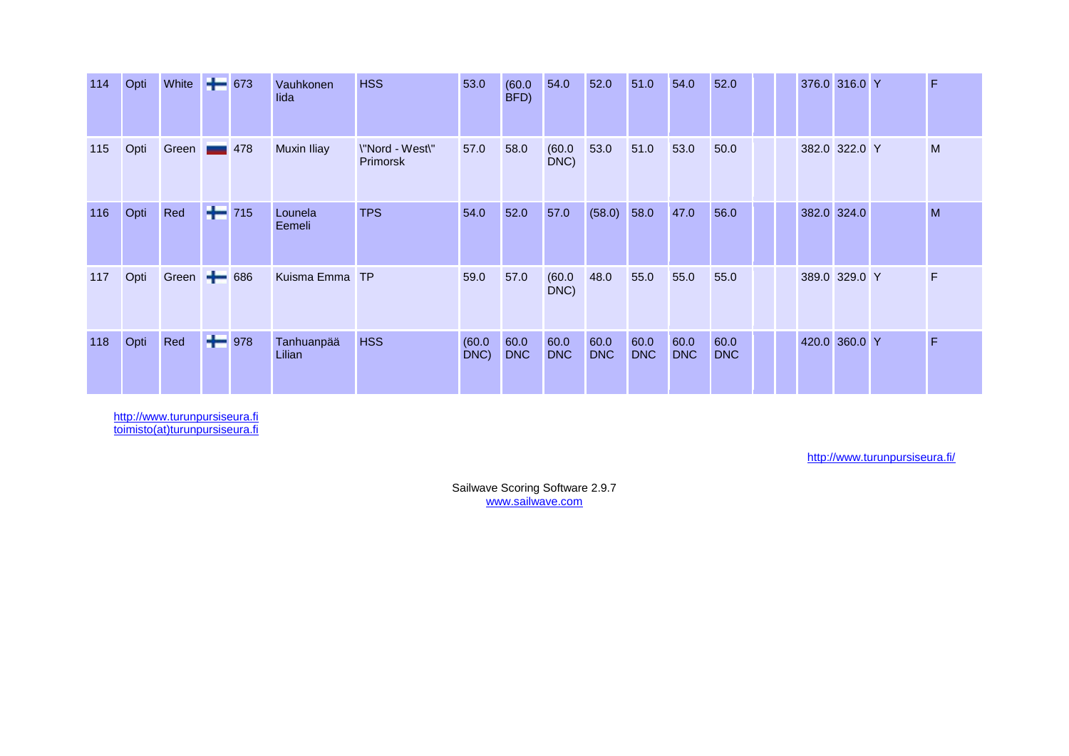| | | | | | | | | | | | | | | | | | | | | |
|---|---|---|---|---|---|---|---|---|---|---|---|---|---|---|---|---|---|---|---|---|
| 114 | Opti | White | | 673 | Vauhkonen Iida | HSS | 53.0 | (60.0 BFD) | 54.0 | 52.0 | 51.0 | 54.0 | 52.0 | | | 376.0 | 316.0 | Y | | F |
| 115 | Opti | Green | | 478 | Muxin Iliay | \"Nord - West\" Primorsk | 57.0 | 58.0 | (60.0 DNC) | 53.0 | 51.0 | 53.0 | 50.0 | | | 382.0 | 322.0 | Y | | M |
| 116 | Opti | Red | | 715 | Lounela Eemeli | TPS | 54.0 | 52.0 | 57.0 | (58.0) | 58.0 | 47.0 | 56.0 | | | 382.0 | 324.0 | | | M |
| 117 | Opti | Green | | 686 | Kuisma Emma | TP | 59.0 | 57.0 | (60.0 DNC) | 48.0 | 55.0 | 55.0 | 55.0 | | | 389.0 | 329.0 | Y | | F |
| 118 | Opti | Red | | 978 | Tanhuanpää Lilian | HSS | (60.0 DNC) | 60.0 DNC | 60.0 DNC | 60.0 DNC | 60.0 DNC | 60.0 DNC | 60.0 DNC | | | 420.0 | 360.0 | Y | | F |

http://www.turunpursiseura.fi
toimisto(at)turunpursiseura.fi

http://www.turunpursiseura.fi/

Sailwave Scoring Software 2.9.7
www.sailwave.com